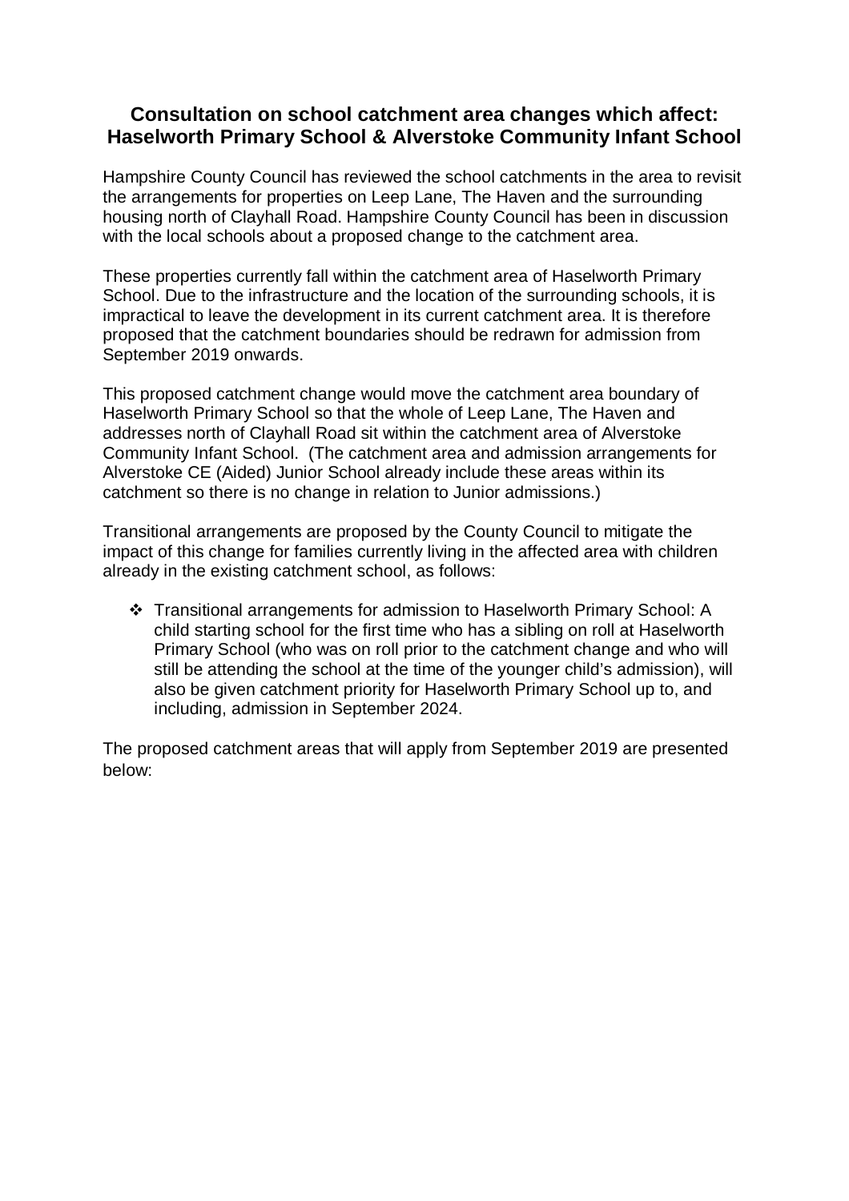# Consultation on school catchment area changes which affect: Haselworth Primary School & Alverstoke Community Infant School

Hampshire County Council has reviewed the school catchments in the area to revisit the arrangements for properties on Leep Lane, The Haven and the surrounding housing north of Clayhall Road. Hampshire County Council has been in discussion with the local schools about a proposed change to the catchment area.

These properties currently fall within the catchment area of Haselworth Primary School. Due to the infrastructure and the location of the surrounding schools, it is impractical to leave the development in its current catchment area. It is therefore proposed that the catchment boundaries should be redrawn for admission from September 2019 onwards.

This proposed catchment change would move the catchment area boundary of Haselworth Primary School so that the whole of Leep Lane, The Haven and addresses north of Clayhall Road sit within the catchment area of Alverstoke Community Infant School. (The catchment area and admission arrangements for Alverstoke CE (Aided) Junior School already include these areas within its catchment so there is no change in relation to Junior admissions.)

Transitional arrangements are proposed by the County Council to mitigate the impact of this change for families currently living in the affected area with children already in the existing catchment school, as follows:

- Transitional arrangements for admission to Haselworth Primary School: A child starting school for the first time who has a sibling on roll at Haselworth Primary School (who was on roll prior to the catchment change and who will still be attending the school at the time of the younger child's admission), will also be given catchment priority for Haselworth Primary School up to, and including, admission in September 2024.

The proposed catchment areas that will apply from September 2019 are presented below: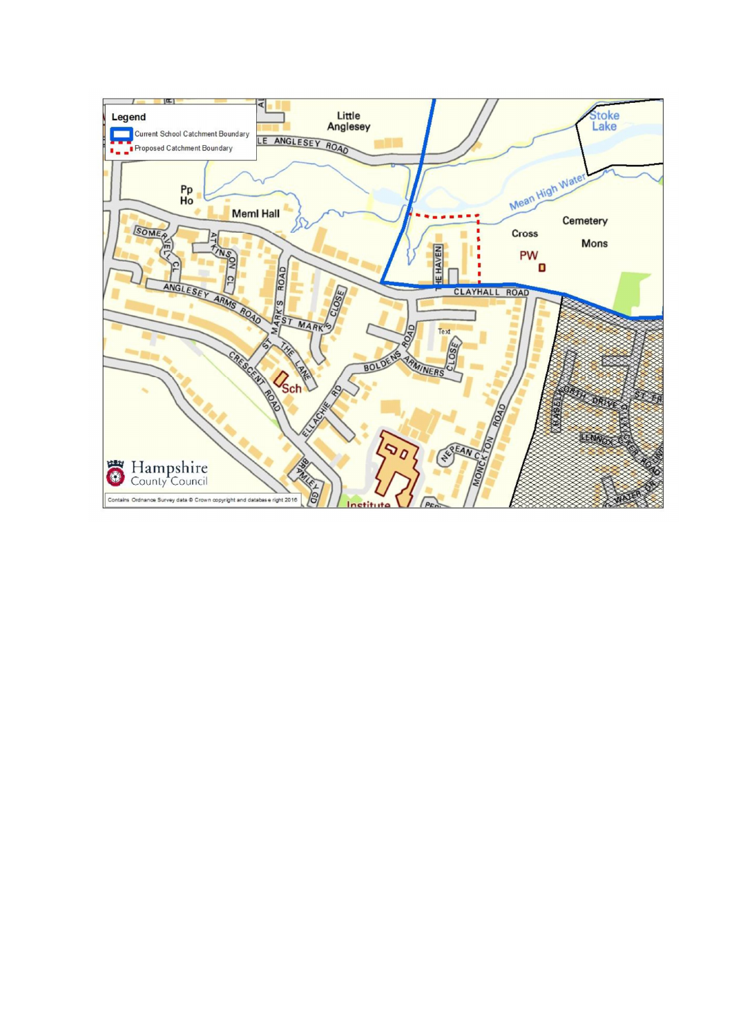Legend

Current School Catchment Boundary

Proposed Catchment Boundary

Little Anglesey

LE ANGLESEY ROAD

Stoke Lake

Mean High Water

Pp Ho

Meml Hall

Cemetery

Cross

Mons

PW

SOMERVELL CL

ATKINSON CL

ST MARK'S ROAD

ST MARK'S CLOSE

THE HAVEN

CLAYHALL ROAD

ANGLESEY ARMS ROAD

Text

BOLDENS ROAD

ARMINERS CLOSE

CRESCENT ROAD

THE LANE

Sch

ELLACHIE RD

NEPEAN CL

MONCKTON ROAD

HASELWORTH DRIVE

LENNOX ROAD

Hampshire County Council

Contains Ordnance Survey data © Crown copyright and database right 2016

BRAMLEY GD

Institute